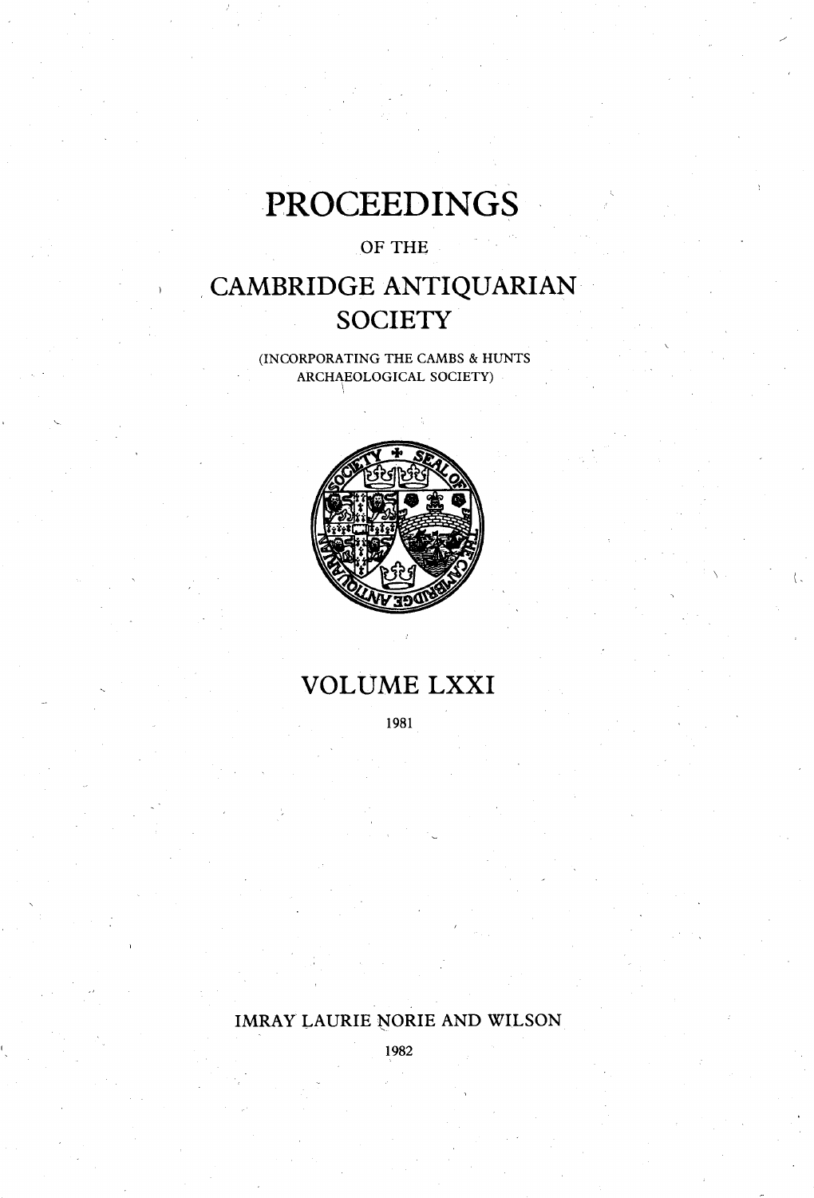# PROCEEDINGS

OF THE

# CAMBRIDGE ANTIQUARIAN SOCIETY

(INCORPORATING THE CAMBS & HUNTS ARCHAEOLOGICAL SOCIETY)

## VOLUME LXXI

1981

IMRAY LAURIE NORIE AND WILSON

1982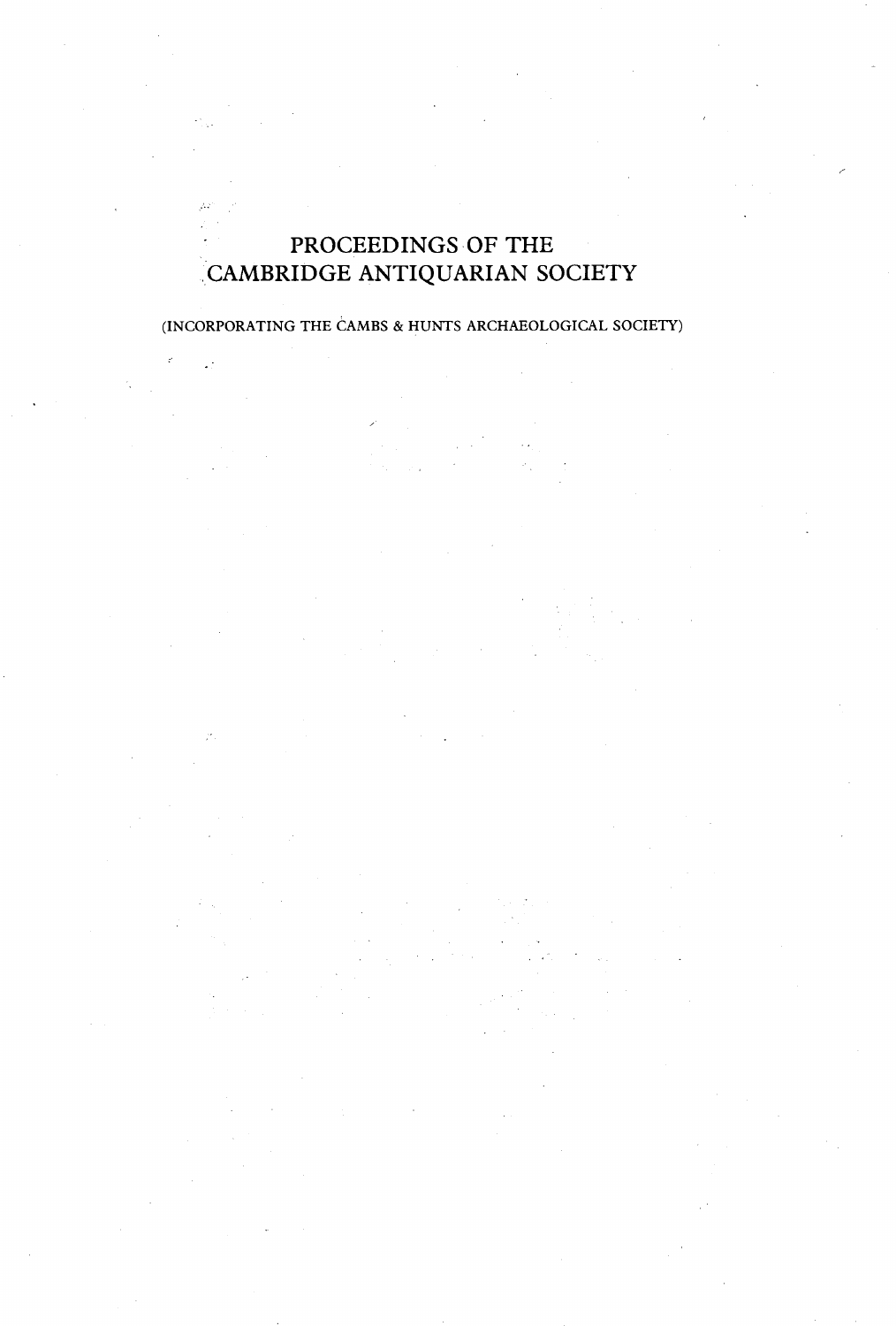# PROCEEDINGS OF THE CAMBRIDGE ANTIQUARIAN SOCIETY

(INCORPORATING THE CAMBS & HUNTS ARCHAEOLOGICAL SOCIETY)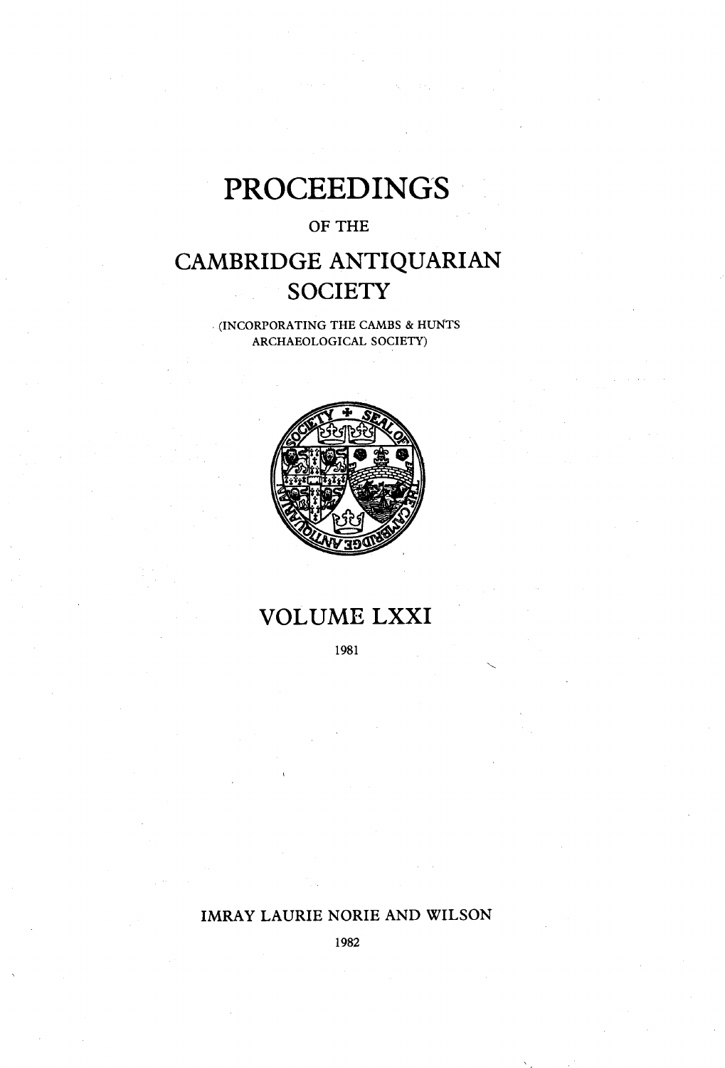# PROCEEDINGS

OF THE

# CAMBRIDGE ANTIQUARIAN SOCIETY

(INCORPORATING THE CAMBS & HUNTS ARCHAEOLOGICAL SOCIETY)

## VOLUME LXXI

1981

IMRAY LAURIE NORIE AND WILSON

1982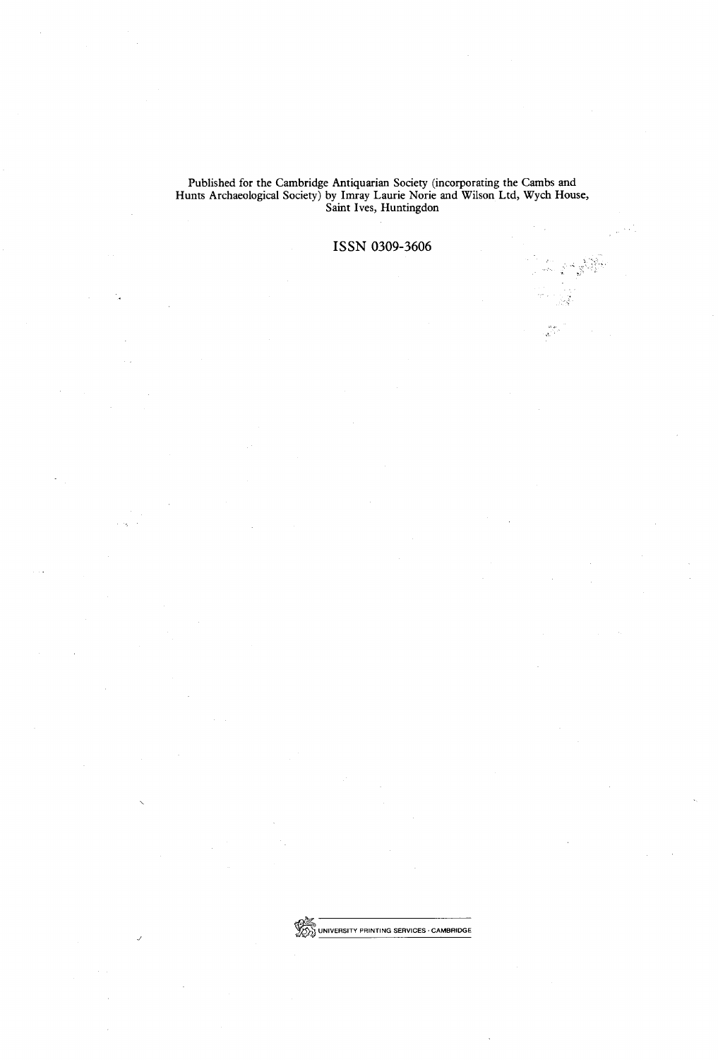Published for the Cambridge Antiquarian Society (incorporating the Cambs and Hunts Archaeological Society) by Imray Laurie Norie and Wilson Ltd, Wych House, Saint Ives, Huntingdon

ISSN 0309-3606

UNIVERSITY PRINTING SERVICES · CAMBRIDGE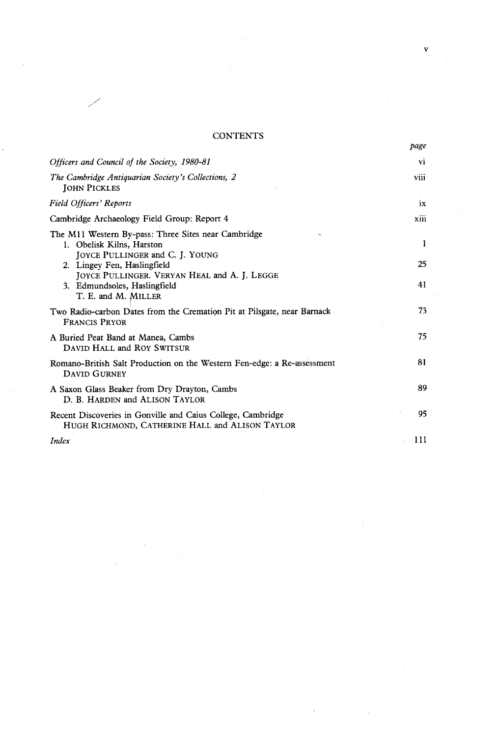# CONTENTS

| | page |
|---|---|
| *Officers and Council of the Society, 1980-81* | vi |
| *The Cambridge Antiquarian Society's Collections, 2* <br> JOHN PICKLES | viii |
| *Field Officers' Reports* | ix |
| Cambridge Archaeology Field Group: Report 4 | xiii |
| The M11 Western By-pass: Three Sites near Cambridge | |
| 1. Obelisk Kilns, Harston <br> JOYCE PULLINGER and C. J. YOUNG | 1 |
| 2. Lingey Fen, Haslingfield <br> JOYCE PULLINGER. VERYAN HEAL and A. J. LEGGE | 25 |
| 3. Edmundsoles, Haslingfield <br> T. E. and M. MILLER | 41 |
| Two Radio-carbon Dates from the Cremation Pit at Pilsgate, near Barnack <br> FRANCIS PRYOR | 73 |
| A Buried Peat Band at Manea, Cambs <br> DAVID HALL and ROY SWITSUR | 75 |
| Romano-British Salt Production on the Western Fen-edge: a Re-assessment <br> DAVID GURNEY | 81 |
| A Saxon Glass Beaker from Dry Drayton, Cambs <br> D. B. HARDEN and ALISON TAYLOR | 89 |
| Recent Discoveries in Gonville and Caius College, Cambridge <br> HUGH RICHMOND, CATHERINE HALL and ALISON TAYLOR | 95 |
| *Index* | 111 |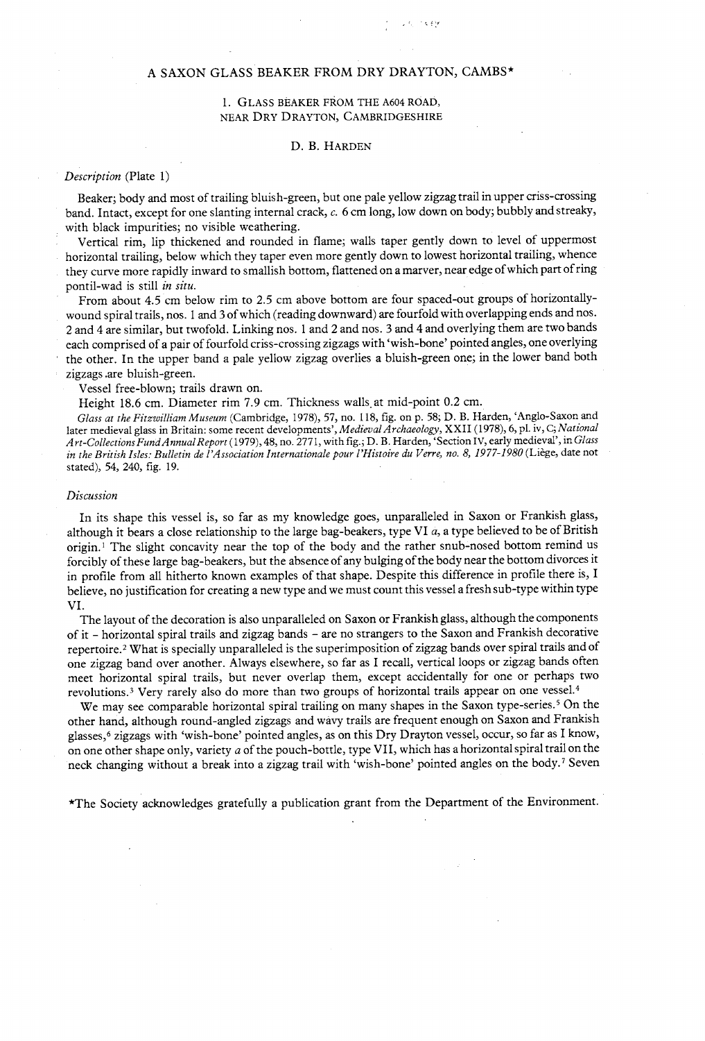# A SAXON GLASS BEAKER FROM DRY DRAYTON, CAMBS*

## 1. GLASS BEAKER FROM THE A604 ROAD, NEAR DRY DRAYTON, CAMBRIDGESHIRE

### D. B. HARDEN

*Description* (Plate 1)

Beaker; body and most of trailing bluish-green, but one pale yellow zigzag trail in upper criss-crossing band. Intact, except for one slanting internal crack, *c.* 6 cm long, low down on body; bubbly and streaky, with black impurities; no visible weathering.

Vertical rim, lip thickened and rounded in flame; walls taper gently down to level of uppermost horizontal trailing, below which they taper even more gently down to lowest horizontal trailing, whence they curve more rapidly inward to smallish bottom, flattened on a marver, near edge of which part of ring pontil-wad is still *in situ*.

From about 4.5 cm below rim to 2.5 cm above bottom are four spaced-out groups of horizontally-wound spiral trails, nos. 1 and 3 of which (reading downward) are fourfold with overlapping ends and nos. 2 and 4 are similar, but twofold. Linking nos. 1 and 2 and nos. 3 and 4 and overlying them are two bands each comprised of a pair of fourfold criss-crossing zigzags with 'wish-bone' pointed angles, one overlying the other. In the upper band a pale yellow zigzag overlies a bluish-green one; in the lower band both zigzags are bluish-green.

Vessel free-blown; trails drawn on.

Height 18.6 cm. Diameter rim 7.9 cm. Thickness walls at mid-point 0.2 cm.

*Glass at the Fitzwilliam Museum* (Cambridge, 1978), 57, no. 118, fig. on p. 58; D. B. Harden, 'Anglo-Saxon and later medieval glass in Britain: some recent developments', *Medieval Archaeology*, XXII (1978), 6, pl. iv, C; *National Art-Collections Fund Annual Report* (1979), 48, no. 2771, with fig.; D. B. Harden, 'Section IV, early medieval', in *Glass in the British Isles: Bulletin de l'Association Internationale pour l'Histoire du Verre, no. 8, 1977-1980* (Liège, date not stated), 54, 240, fig. 19.

*Discussion*

In its shape this vessel is, so far as my knowledge goes, unparalleled in Saxon or Frankish glass, although it bears a close relationship to the large bag-beakers, type VI *a*, a type believed to be of British origin.[1] The slight concavity near the top of the body and the rather snub-nosed bottom remind us forcibly of these large bag-beakers, but the absence of any bulging of the body near the bottom divorces it in profile from all hitherto known examples of that shape. Despite this difference in profile there is, I believe, no justification for creating a new type and we must count this vessel a fresh sub-type within type VI.

The layout of the decoration is also unparalleled on Saxon or Frankish glass, although the components of it – horizontal spiral trails and zigzag bands – are no strangers to the Saxon and Frankish decorative repertoire.[2] What is specially unparalleled is the superimposition of zigzag bands over spiral trails and of one zigzag band over another. Always elsewhere, so far as I recall, vertical loops or zigzag bands often meet horizontal spiral trails, but never overlap them, except accidentally for one or perhaps two revolutions.[3] Very rarely also do more than two groups of horizontal trails appear on one vessel.[4]

We may see comparable horizontal spiral trailing on many shapes in the Saxon type-series.[5] On the other hand, although round-angled zigzags and wavy trails are frequent enough on Saxon and Frankish glasses,[6] zigzags with 'wish-bone' pointed angles, as on this Dry Drayton vessel, occur, so far as I know, on one other shape only, variety *a* of the pouch-bottle, type VII, which has a horizontal spiral trail on the neck changing without a break into a zigzag trail with 'wish-bone' pointed angles on the body.[7] Seven

*The Society acknowledges gratefully a publication grant from the Department of the Environment.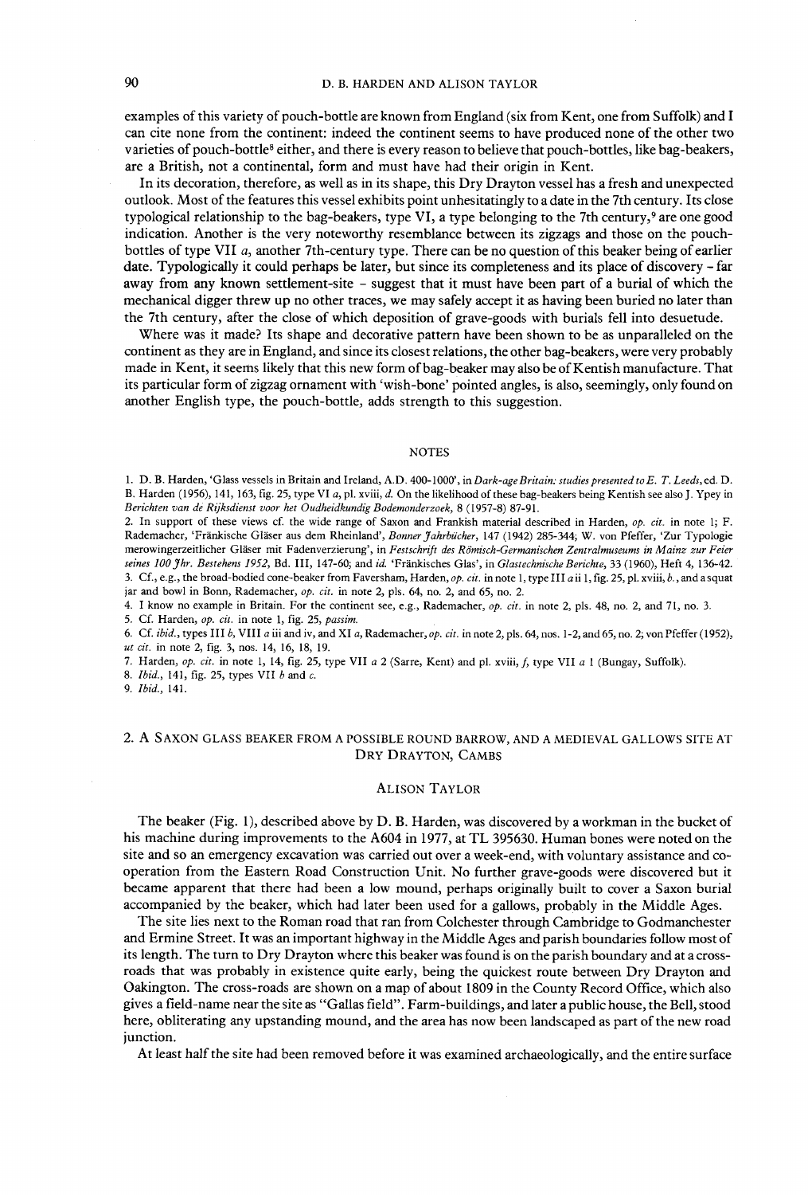examples of this variety of pouch-bottle are known from England (six from Kent, one from Suffolk) and I can cite none from the continent: indeed the continent seems to have produced none of the other two varieties of pouch-bottle[8] either, and there is every reason to believe that pouch-bottles, like bag-beakers, are a British, not a continental, form and must have had their origin in Kent.

In its decoration, therefore, as well as in its shape, this Dry Drayton vessel has a fresh and unexpected outlook. Most of the features this vessel exhibits point unhesitatingly to a date in the 7th century. Its close typological relationship to the bag-beakers, type VI, a type belonging to the 7th century,[9] are one good indication. Another is the very noteworthy resemblance between its zigzags and those on the pouch-bottles of type VII *a*, another 7th-century type. There can be no question of this beaker being of earlier date. Typologically it could perhaps be later, but since its completeness and its place of discovery – far away from any known settlement-site – suggest that it must have been part of a burial of which the mechanical digger threw up no other traces, we may safely accept it as having been buried no later than the 7th century, after the close of which deposition of grave-goods with burials fell into desuetude.

Where was it made? Its shape and decorative pattern have been shown to be as unparalleled on the continent as they are in England, and since its closest relations, the other bag-beakers, were very probably made in Kent, it seems likely that this new form of bag-beaker may also be of Kentish manufacture. That its particular form of zigzag ornament with 'wish-bone' pointed angles, is also, seemingly, only found on another English type, the pouch-bottle, adds strength to this suggestion.

### NOTES

1. D. B. Harden, 'Glass vessels in Britain and Ireland, A.D. 400-1000', in *Dark-age Britain: studies presented to E. T. Leeds*, ed. D. B. Harden (1956), 141, 163, fig. 25, type VI *a*, pl. xviii, *d*. On the likelihood of these bag-beakers being Kentish see also J. Ypey in *Berichten van de Rijksdienst voor het Oudheidkundig Bodemonderzoek*, 8 (1957-8) 87-91.
2. In support of these views cf. the wide range of Saxon and Frankish material described in Harden, *op. cit.* in note 1; F. Rademacher, 'Fränkische Gläser aus dem Rheinland', *Bonner Jahrbücher*, 147 (1942) 285-344; W. von Pfeffer, 'Zur Typologie merowingerzeitlicher Gläser mit Fadenverzierung', in *Festschrift des Römisch-Germanischen Zentralmuseums in Mainz zur Feier seines 100 Jhr. Bestehens 1952*, Bd. III, 147-60; and *id.* 'Fränkisches Glas', in *Glastechnische Berichte*, 33 (1960), Heft 4, 136-42.
3. Cf., e.g., the broad-bodied cone-beaker from Faversham, Harden, *op. cit.* in note 1, type III *a* ii 1, fig. 25, pl. xviii, *b*., and a squat jar and bowl in Bonn, Rademacher, *op. cit.* in note 2, pls. 64, no. 2, and 65, no. 2.
4. I know no example in Britain. For the continent see, e.g., Rademacher, *op. cit.* in note 2, pls. 48, no. 2, and 71, no. 3.
5. Cf. Harden, *op. cit.* in note 1, fig. 25, *passim*.
6. Cf. *ibid.*, types III *b*, VIII *a* iii and iv, and XI *a*, Rademacher, *op. cit.* in note 2, pls. 64, nos. 1-2, and 65, no. 2; von Pfeffer (1952), *ut cit.* in note 2, fig. 3, nos. 14, 16, 18, 19.
7. Harden, *op. cit.* in note 1, 14, fig. 25, type VII *a* 2 (Sarre, Kent) and pl. xviii, *f*, type VII *a* 1 (Bungay, Suffolk).
8. *Ibid.*, 141, fig. 25, types VII *b* and *c*.
9. *Ibid.*, 141.

## 2. A Saxon Glass Beaker from a Possible Round Barrow, and a Medieval Gallows Site at Dry Drayton, Cambs

### Alison Taylor

The beaker (Fig. 1), described above by D. B. Harden, was discovered by a workman in the bucket of his machine during improvements to the A604 in 1977, at TL 395630. Human bones were noted on the site and so an emergency excavation was carried out over a week-end, with voluntary assistance and co-operation from the Eastern Road Construction Unit. No further grave-goods were discovered but it became apparent that there had been a low mound, perhaps originally built to cover a Saxon burial accompanied by the beaker, which had later been used for a gallows, probably in the Middle Ages.

The site lies next to the Roman road that ran from Colchester through Cambridge to Godmanchester and Ermine Street. It was an important highway in the Middle Ages and parish boundaries follow most of its length. The turn to Dry Drayton where this beaker was found is on the parish boundary and at a cross-roads that was probably in existence quite early, being the quickest route between Dry Drayton and Oakington. The cross-roads are shown on a map of about 1809 in the County Record Office, which also gives a field-name near the site as "Gallas field". Farm-buildings, and later a public house, the Bell, stood here, obliterating any upstanding mound, and the area has now been landscaped as part of the new road junction.

At least half the site had been removed before it was examined archaeologically, and the entire surface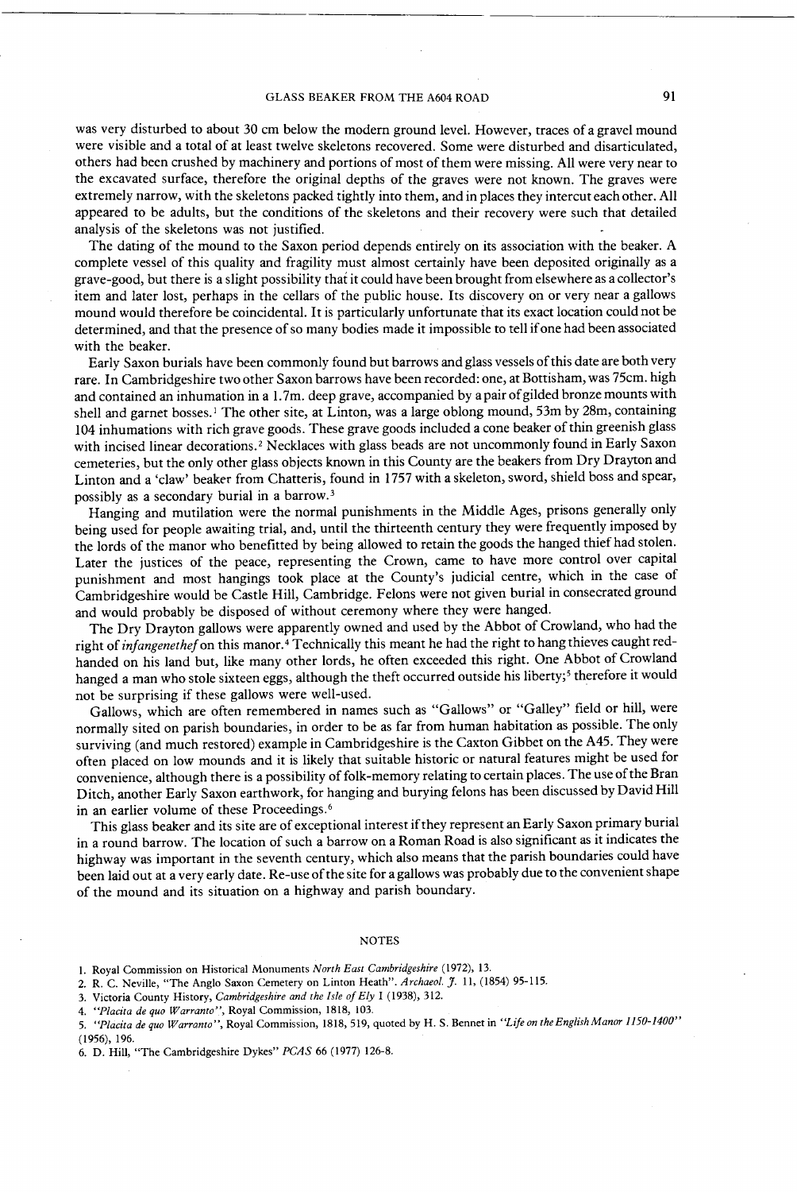was very disturbed to about 30 cm below the modern ground level. However, traces of a gravel mound were visible and a total of at least twelve skeletons recovered. Some were disturbed and disarticulated, others had been crushed by machinery and portions of most of them were missing. All were very near to the excavated surface, therefore the original depths of the graves were not known. The graves were extremely narrow, with the skeletons packed tightly into them, and in places they intercut each other. All appeared to be adults, but the conditions of the skeletons and their recovery were such that detailed analysis of the skeletons was not justified.

The dating of the mound to the Saxon period depends entirely on its association with the beaker. A complete vessel of this quality and fragility must almost certainly have been deposited originally as a grave-good, but there is a slight possibility that it could have been brought from elsewhere as a collector's item and later lost, perhaps in the cellars of the public house. Its discovery on or very near a gallows mound would therefore be coincidental. It is particularly unfortunate that its exact location could not be determined, and that the presence of so many bodies made it impossible to tell if one had been associated with the beaker.

Early Saxon burials have been commonly found but barrows and glass vessels of this date are both very rare. In Cambridgeshire two other Saxon barrows have been recorded: one, at Bottisham, was 75cm. high and contained an inhumation in a 1.7m. deep grave, accompanied by a pair of gilded bronze mounts with shell and garnet bosses.[1] The other site, at Linton, was a large oblong mound, 53m by 28m, containing 104 inhumations with rich grave goods. These grave goods included a cone beaker of thin greenish glass with incised linear decorations.[2] Necklaces with glass beads are not uncommonly found in Early Saxon cemeteries, but the only other glass objects known in this County are the beakers from Dry Drayton and Linton and a 'claw' beaker from Chatteris, found in 1757 with a skeleton, sword, shield boss and spear, possibly as a secondary burial in a barrow.[3]

Hanging and mutilation were the normal punishments in the Middle Ages, prisons generally only being used for people awaiting trial, and, until the thirteenth century they were frequently imposed by the lords of the manor who benefitted by being allowed to retain the goods the hanged thief had stolen. Later the justices of the peace, representing the Crown, came to have more control over capital punishment and most hangings took place at the County's judicial centre, which in the case of Cambridgeshire would be Castle Hill, Cambridge. Felons were not given burial in consecrated ground and would probably be disposed of without ceremony where they were hanged.

The Dry Drayton gallows were apparently owned and used by the Abbot of Crowland, who had the right of *infangenethef* on this manor.[4] Technically this meant he had the right to hang thieves caught red-handed on his land but, like many other lords, he often exceeded this right. One Abbot of Crowland hanged a man who stole sixteen eggs, although the theft occurred outside his liberty;[5] therefore it would not be surprising if these gallows were well-used.

Gallows, which are often remembered in names such as "Gallows" or "Galley" field or hill, were normally sited on parish boundaries, in order to be as far from human habitation as possible. The only surviving (and much restored) example in Cambridgeshire is the Caxton Gibbet on the A45. They were often placed on low mounds and it is likely that suitable historic or natural features might be used for convenience, although there is a possibility of folk-memory relating to certain places. The use of the Bran Ditch, another Early Saxon earthwork, for hanging and burying felons has been discussed by David Hill in an earlier volume of these Proceedings.[6]

This glass beaker and its site are of exceptional interest if they represent an Early Saxon primary burial in a round barrow. The location of such a barrow on a Roman Road is also significant as it indicates the highway was important in the seventh century, which also means that the parish boundaries could have been laid out at a very early date. Re-use of the site for a gallows was probably due to the convenient shape of the mound and its situation on a highway and parish boundary.

## NOTES

1. Royal Commission on Historical Monuments *North East Cambridgeshire* (1972), 13.
2. R. C. Neville, "The Anglo Saxon Cemetery on Linton Heath". *Archaeol. J.* 11, (1854) 95-115.
3. Victoria County History, *Cambridgeshire and the Isle of Ely* I (1938), 312.
4. *"Placita de quo Warranto"*, Royal Commission, 1818, 103.
5. *"Placita de quo Warranto"*, Royal Commission, 1818, 519, quoted by H. S. Bennet in *"Life on the English Manor 1150-1400"* (1956), 196.
6. D. Hill, "The Cambridgeshire Dykes" *PCAS* 66 (1977) 126-8.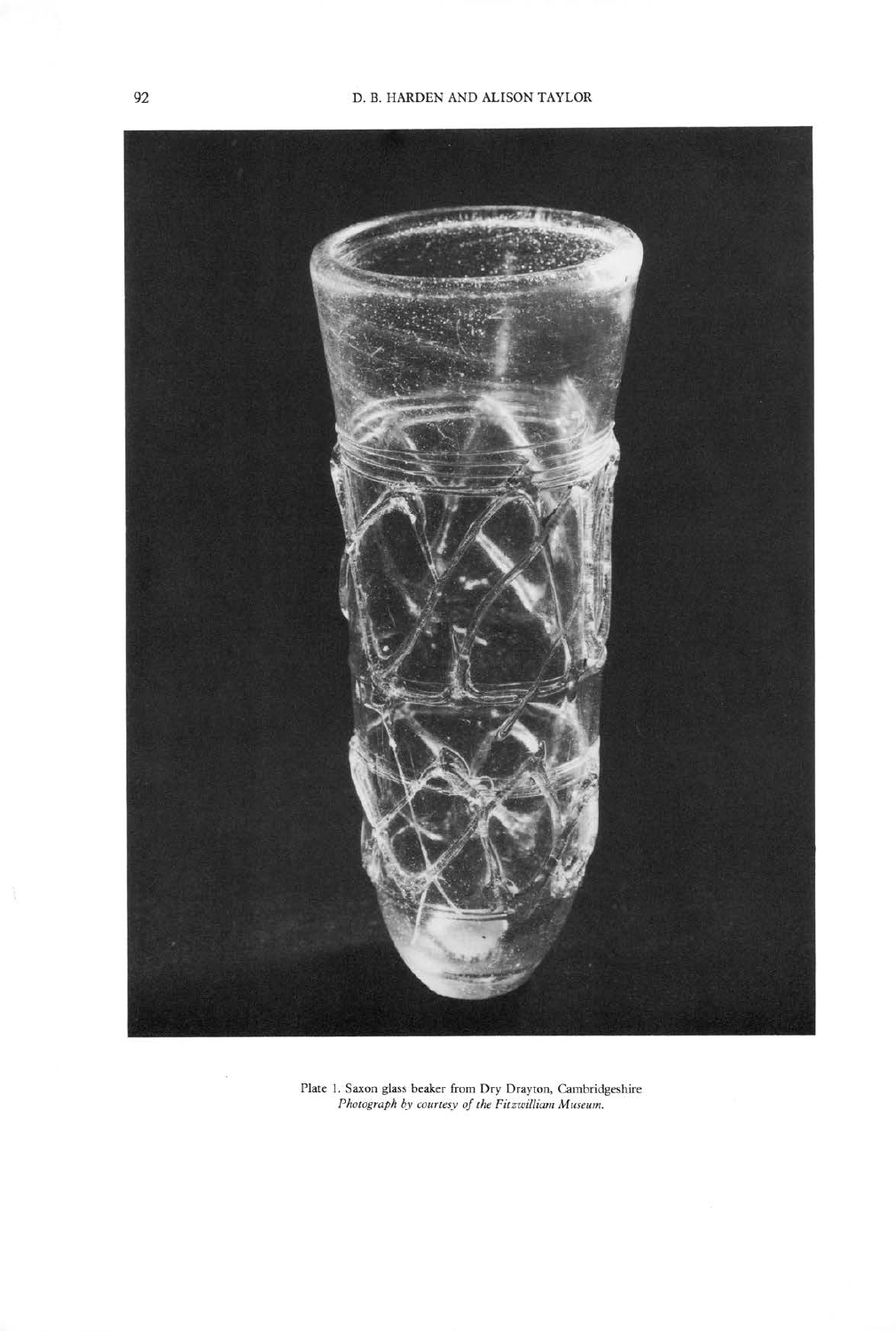Plate 1. Saxon glass beaker from Dry Drayton, Cambridgeshire
*Photograph by courtesy of the Fitzwilliam Museum.*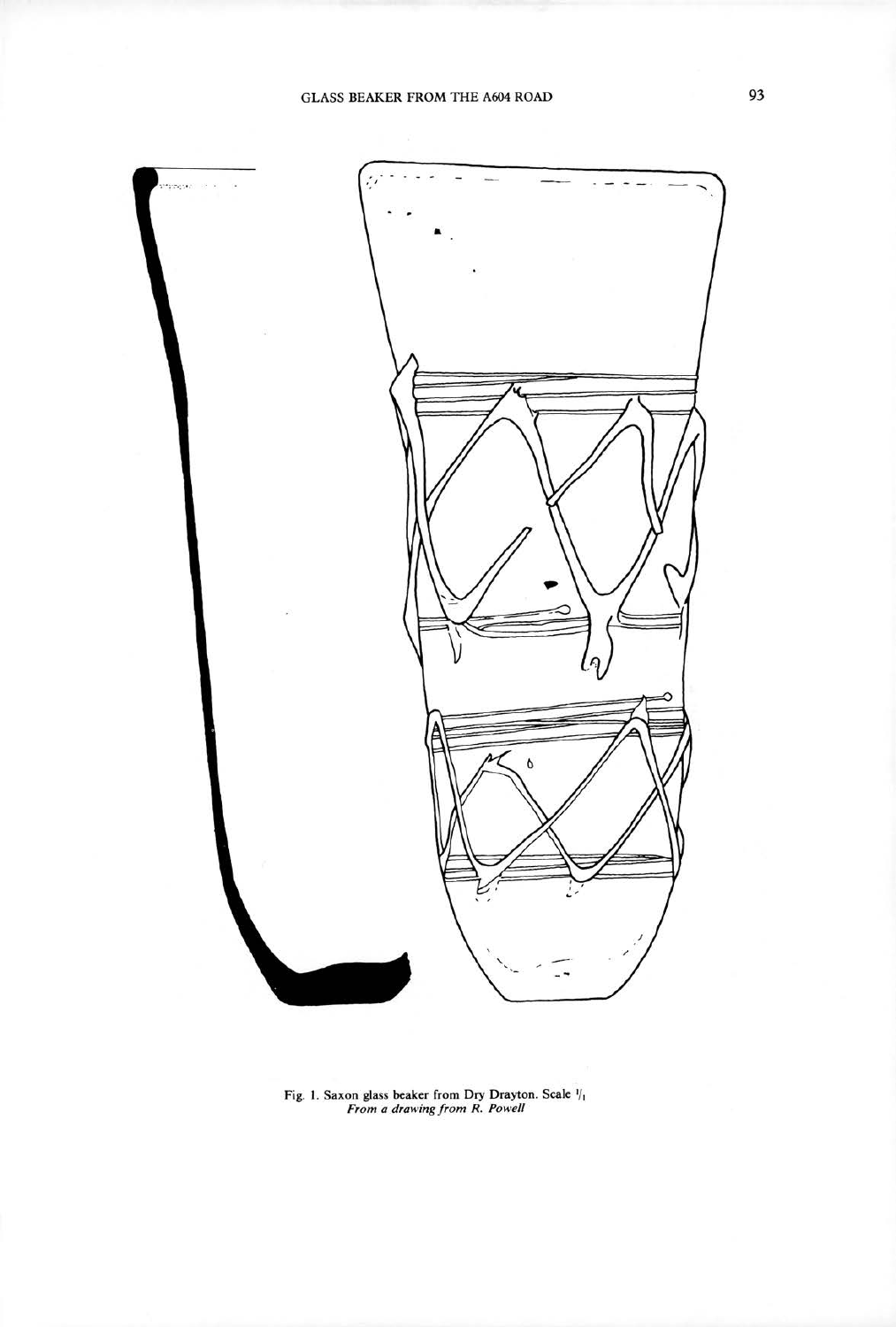Fig. 1. Saxon glass beaker from Dry Drayton. Scale 1/1
*From a drawing from R. Powell*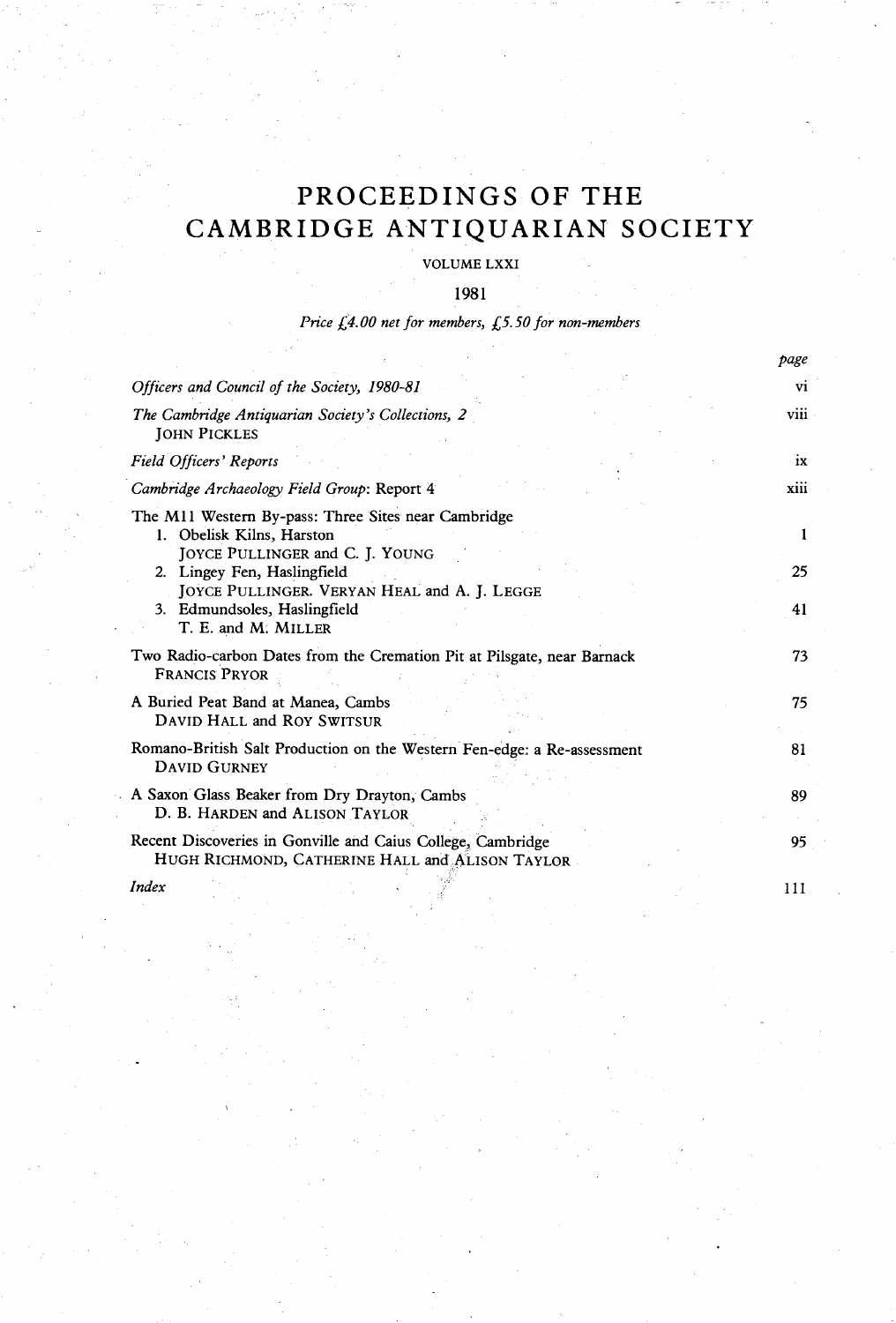# PROCEEDINGS OF THE CAMBRIDGE ANTIQUARIAN SOCIETY

VOLUME LXXI

1981

*Price £4.00 net for members, £5.50 for non-members*

| | *page* |
|---|---|
| *Officers and Council of the Society, 1980–81* | vi |
| *The Cambridge Antiquarian Society's Collections, 2*<br>JOHN PICKLES | viii |
| *Field Officers' Reports* | ix |
| *Cambridge Archaeology Field Group*: Report 4 | xiii |
| The M11 Western By-pass: Three Sites near Cambridge | |
| 1. Obelisk Kilns, Harston<br>JOYCE PULLINGER and C. J. YOUNG | 1 |
| 2. Lingey Fen, Haslingfield<br>JOYCE PULLINGER. VERYAN HEAL and A. J. LEGGE | 25 |
| 3. Edmundsoles, Haslingfield<br>T. E. and M. MILLER | 41 |
| Two Radio-carbon Dates from the Cremation Pit at Pilsgate, near Barnack<br>FRANCIS PRYOR | 73 |
| A Buried Peat Band at Manea, Cambs<br>DAVID HALL and ROY SWITSUR | 75 |
| Romano-British Salt Production on the Western Fen-edge: a Re-assessment<br>DAVID GURNEY | 81 |
| A Saxon Glass Beaker from Dry Drayton, Cambs<br>D. B. HARDEN and ALISON TAYLOR | 89 |
| Recent Discoveries in Gonville and Caius College, Cambridge<br>HUGH RICHMOND, CATHERINE HALL and ALISON TAYLOR | 95 |
| *Index* | 111 |